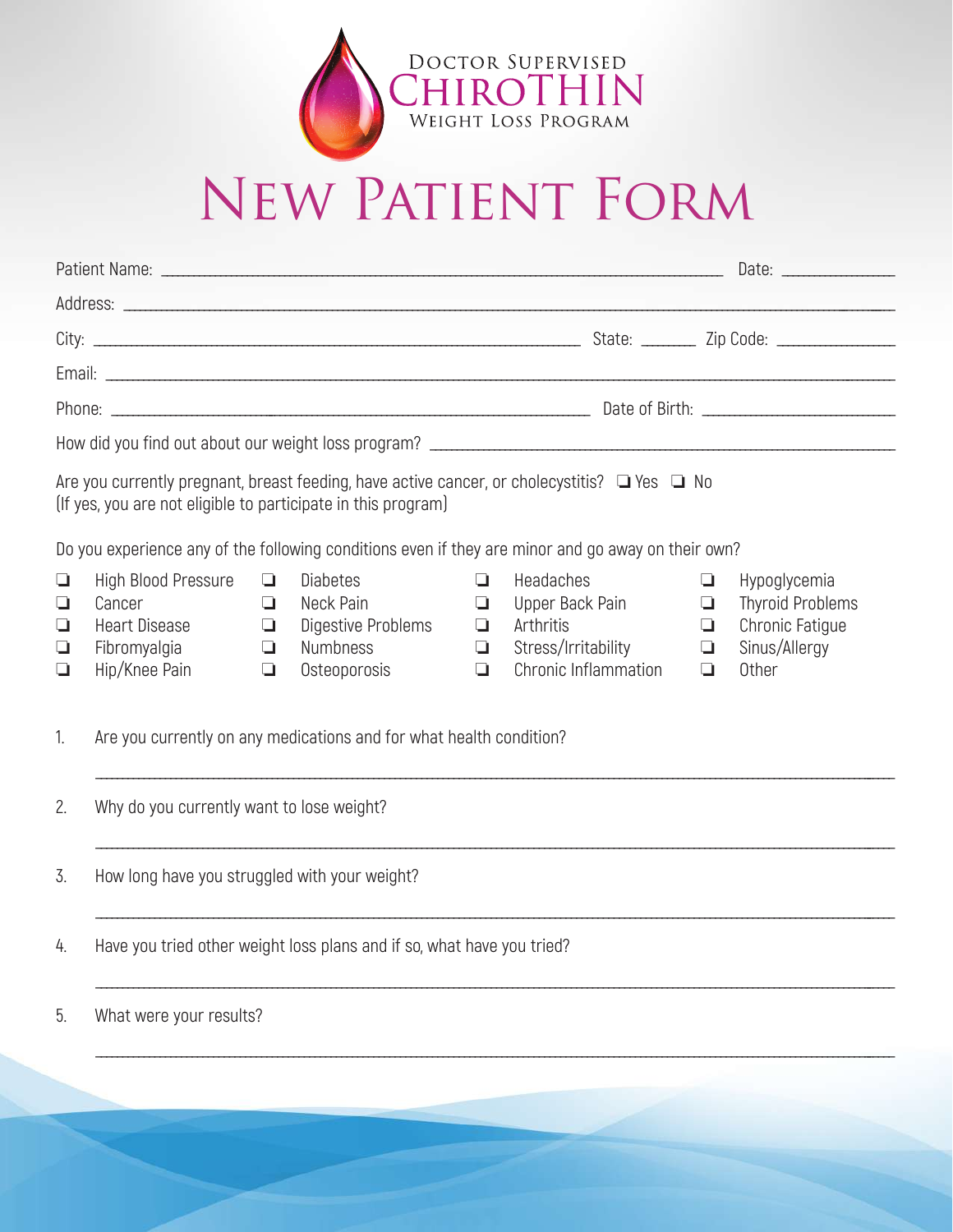Doctor Supervised
# ChiroThin
Weight Loss Program

# New Patient Form

Patient Name: ______________________________ Date: __________

Address: ______________________________

City: ______________________________ State: ______ Zip Code: __________

Email: ______________________________

Phone: ______________________________ Date of Birth: __________________

How did you find out about our weight loss program? ______________________________

Are you currently pregnant, breast feeding, have active cancer, or cholecystitis? ❑ Yes ❑ No
(If yes, you are not eligible to participate in this program)

Do you experience any of the following conditions even if they are minor and go away on their own?

- ❑ High Blood Pressure
- ❑ Cancer
- ❑ Heart Disease
- ❑ Fibromyalgia
- ❑ Hip/Knee Pain
- ❑ Diabetes
- ❑ Neck Pain
- ❑ Digestive Problems
- ❑ Numbness
- ❑ Osteoporosis
- ❑ Headaches
- ❑ Upper Back Pain
- ❑ Arthritis
- ❑ Stress/Irritability
- ❑ Chronic Inflammation
- ❑ Hypoglycemia
- ❑ Thyroid Problems
- ❑ Chronic Fatigue
- ❑ Sinus/Allergy
- ❑ Other

1. Are you currently on any medications and for what health condition?

   ______________________________

2. Why do you currently want to lose weight?

   ______________________________

3. How long have you struggled with your weight?

   ______________________________

4. Have you tried other weight loss plans and if so, what have you tried?

   ______________________________

5. What were your results?

   ______________________________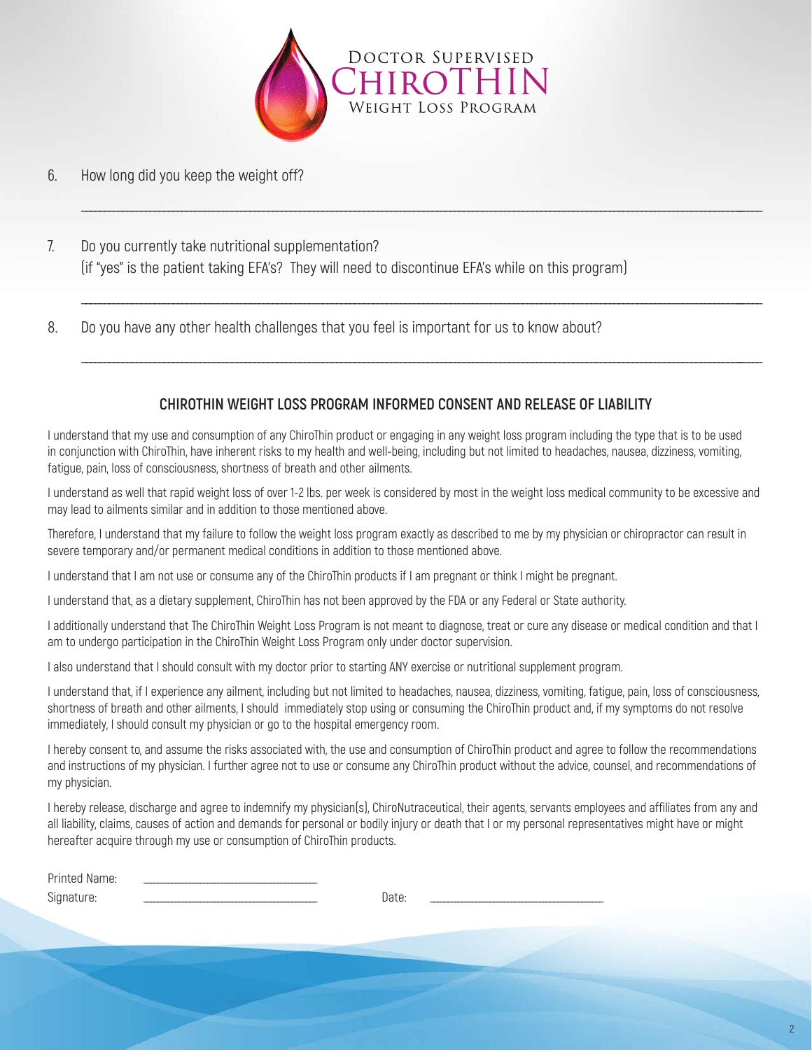Doctor Supervised
ChiroThin
Weight Loss Program

6. How long did you keep the weight off?

_______________________________________________________________________________

7. Do you currently take nutritional supplementation?
(if "yes" is the patient taking EFA's? They will need to discontinue EFA's while on this program)

_______________________________________________________________________________

8. Do you have any other health challenges that you feel is important for us to know about?

_______________________________________________________________________________

## CHIROTHIN WEIGHT LOSS PROGRAM INFORMED CONSENT AND RELEASE OF LIABILITY

I understand that my use and consumption of any ChiroThin product or engaging in any weight loss program including the type that is to be used in conjunction with ChiroThin, have inherent risks to my health and well-being, including but not limited to headaches, nausea, dizziness, vomiting, fatigue, pain, loss of consciousness, shortness of breath and other ailments.

I understand as well that rapid weight loss of over 1-2 lbs. per week is considered by most in the weight loss medical community to be excessive and may lead to ailments similar and in addition to those mentioned above.

Therefore, I understand that my failure to follow the weight loss program exactly as described to me by my physician or chiropractor can result in severe temporary and/or permanent medical conditions in addition to those mentioned above.

I understand that I am not use or consume any of the ChiroThin products if I am pregnant or think I might be pregnant.

I understand that, as a dietary supplement, ChiroThin has not been approved by the FDA or any Federal or State authority.

I additionally understand that The ChiroThin Weight Loss Program is not meant to diagnose, treat or cure any disease or medical condition and that I am to undergo participation in the ChiroThin Weight Loss Program only under doctor supervision.

I also understand that I should consult with my doctor prior to starting ANY exercise or nutritional supplement program.

I understand that, if I experience any ailment, including but not limited to headaches, nausea, dizziness, vomiting, fatigue, pain, loss of consciousness, shortness of breath and other ailments, I should immediately stop using or consuming the ChiroThin product and, if my symptoms do not resolve immediately, I should consult my physician or go to the hospital emergency room.

I hereby consent to, and assume the risks associated with, the use and consumption of ChiroThin product and agree to follow the recommendations and instructions of my physician. I further agree not to use or consume any ChiroThin product without the advice, counsel, and recommendations of my physician.

I hereby release, discharge and agree to indemnify my physician(s), ChiroNutraceutical, their agents, servants employees and affiliates from any and all liability, claims, causes of action and demands for personal or bodily injury or death that I or my personal representatives might have or might hereafter acquire through my use or consumption of ChiroThin products.

Printed Name: ______________________

Signature: ______________________ Date: ______________________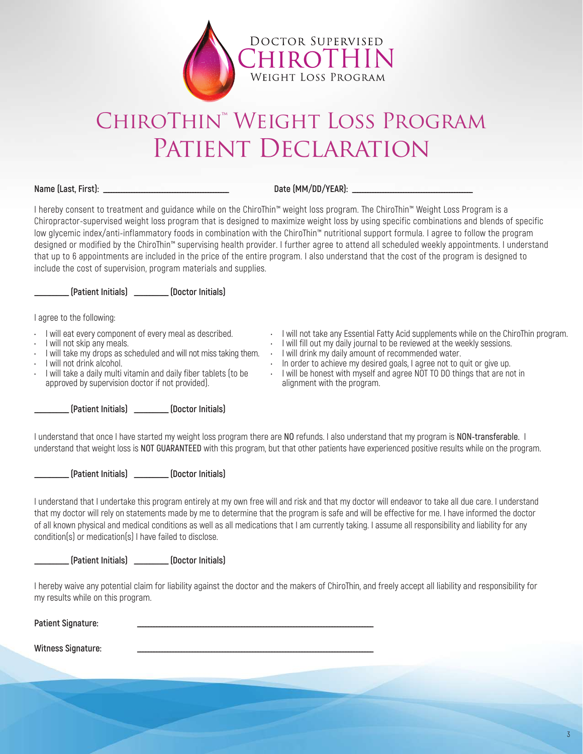Doctor Supervised
ChiroThin
Weight Loss Program

# ChiroThin™ Weight Loss Program Patient Declaration

**Name (Last, First):** ______________________ **Date (MM/DD/YEAR):** ______________________

I hereby consent to treatment and guidance while on the ChiroThin™ weight loss program. The ChiroThin™ Weight Loss Program is a Chiropractor-supervised weight loss program that is designed to maximize weight loss by using specific combinations and blends of specific low glycemic index/anti-inflammatory foods in combination with the ChiroThin™ nutritional support formula. I agree to follow the program designed or modified by the ChiroThin™ supervising health provider. I further agree to attend all scheduled weekly appointments. I understand that up to 6 appointments are included in the price of the entire program. I also understand that the cost of the program is designed to include the cost of supervision, program materials and supplies.

**________ (Patient Initials) ________ (Doctor Initials)**

I agree to the following:

- I will eat every component of every meal as described.
- I will not skip any meals.
- I will take my drops as scheduled and will not miss taking them.
- I will not drink alcohol.
- I will take a daily multi vitamin and daily fiber tablets (to be approved by supervision doctor if not provided).
- I will not take any Essential Fatty Acid supplements while on the ChiroThin program.
- I will fill out my daily journal to be reviewed at the weekly sessions.
- I will drink my daily amount of recommended water.
- In order to achieve my desired goals, I agree not to quit or give up.
- I will be honest with myself and agree NOT TO DO things that are not in alignment with the program.

**________ (Patient Initials) ________ (Doctor Initials)**

I understand that once I have started my weight loss program there are NO refunds. I also understand that my program is NON-transferable. I understand that weight loss is NOT GUARANTEED with this program, but that other patients have experienced positive results while on the program.

**________ (Patient Initials) ________ (Doctor Initials)**

I understand that I undertake this program entirely at my own free will and risk and that my doctor will endeavor to take all due care. I understand that my doctor will rely on statements made by me to determine that the program is safe and will be effective for me. I have informed the doctor of all known physical and medical conditions as well as all medications that I am currently taking. I assume all responsibility and liability for any condition(s) or medication(s) I have failed to disclose.

**________ (Patient Initials) ________ (Doctor Initials)**

I hereby waive any potential claim for liability against the doctor and the makers of ChiroThin, and freely accept all liability and responsibility for my results while on this program.

**Patient Signature:** ____________________________________________

**Witness Signature:** ____________________________________________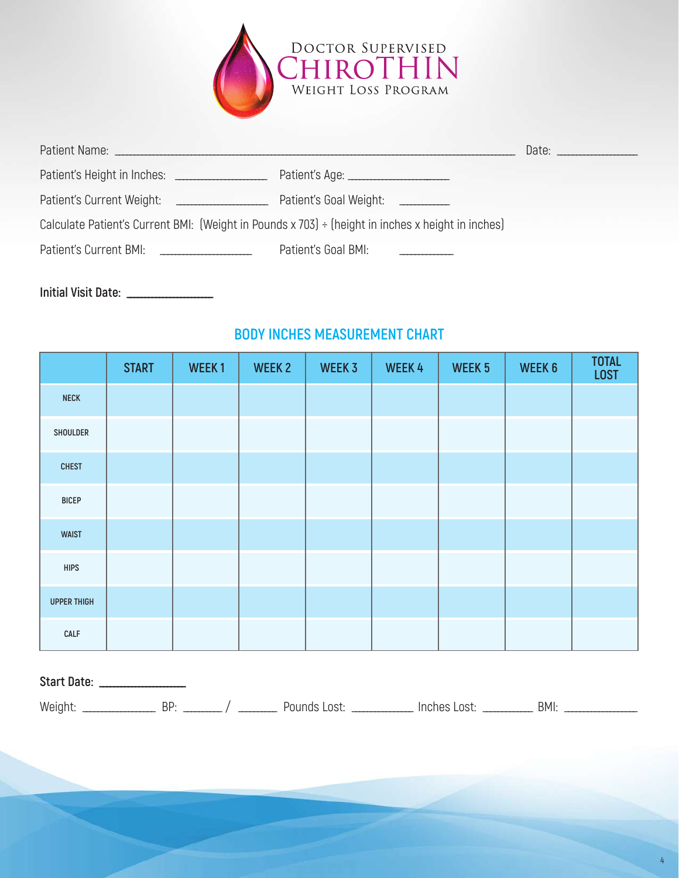# Doctor Supervised ChiroThin Weight Loss Program

Patient Name: ______________________________ Date: ____________

Patient's Height in Inches: ____________ Patient's Age: ____________

Patient's Current Weight: ____________ Patient's Goal Weight: ________

Calculate Patient's Current BMI: (Weight in Pounds x 703) ÷ (height in inches x height in inches)

Patient's Current BMI: ____________ Patient's Goal BMI: ________

**Initial Visit Date:** ____________

## BODY INCHES MEASUREMENT CHART

| | START | WEEK 1 | WEEK 2 | WEEK 3 | WEEK 4 | WEEK 5 | WEEK 6 | TOTAL LOST |
|---|---|---|---|---|---|---|---|---|
| NECK | | | | | | | | |
| SHOULDER | | | | | | | | |
| CHEST | | | | | | | | |
| BICEP | | | | | | | | |
| WAIST | | | | | | | | |
| HIPS | | | | | | | | |
| UPPER THIGH | | | | | | | | |
| CALF | | | | | | | | |

**Start Date:** ____________

Weight: __________ BP: ______ / ______ Pounds Lost: ________ Inches Lost: ________ BMI: __________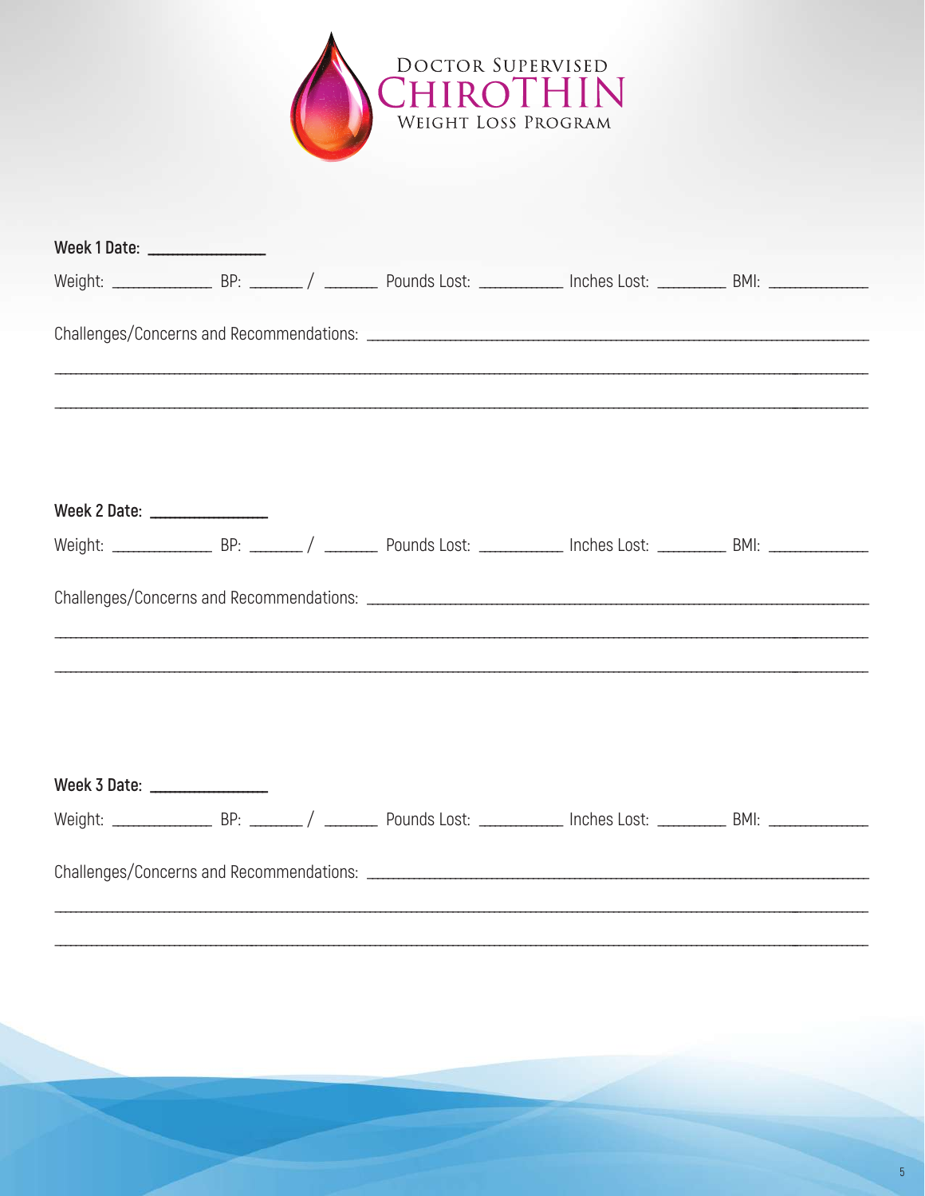DOCTOR SUPERVISED
CHIROTHIN
WEIGHT LOSS PROGRAM

**Week 1 Date:** _______________

Weight: ______________ BP: _______ / _______ Pounds Lost: ___________ Inches Lost: _________ BMI: ______________

Challenges/Concerns and Recommendations: ____________________________________________________________

______________________________________________________________________________________________

______________________________________________________________________________________________

**Week 2 Date:** _______________

Weight: ______________ BP: _______ / _______ Pounds Lost: ___________ Inches Lost: _________ BMI: ______________

Challenges/Concerns and Recommendations: ____________________________________________________________

______________________________________________________________________________________________

______________________________________________________________________________________________

**Week 3 Date:** _______________

Weight: ______________ BP: _______ / _______ Pounds Lost: ___________ Inches Lost: _________ BMI: ______________

Challenges/Concerns and Recommendations: ____________________________________________________________

______________________________________________________________________________________________

______________________________________________________________________________________________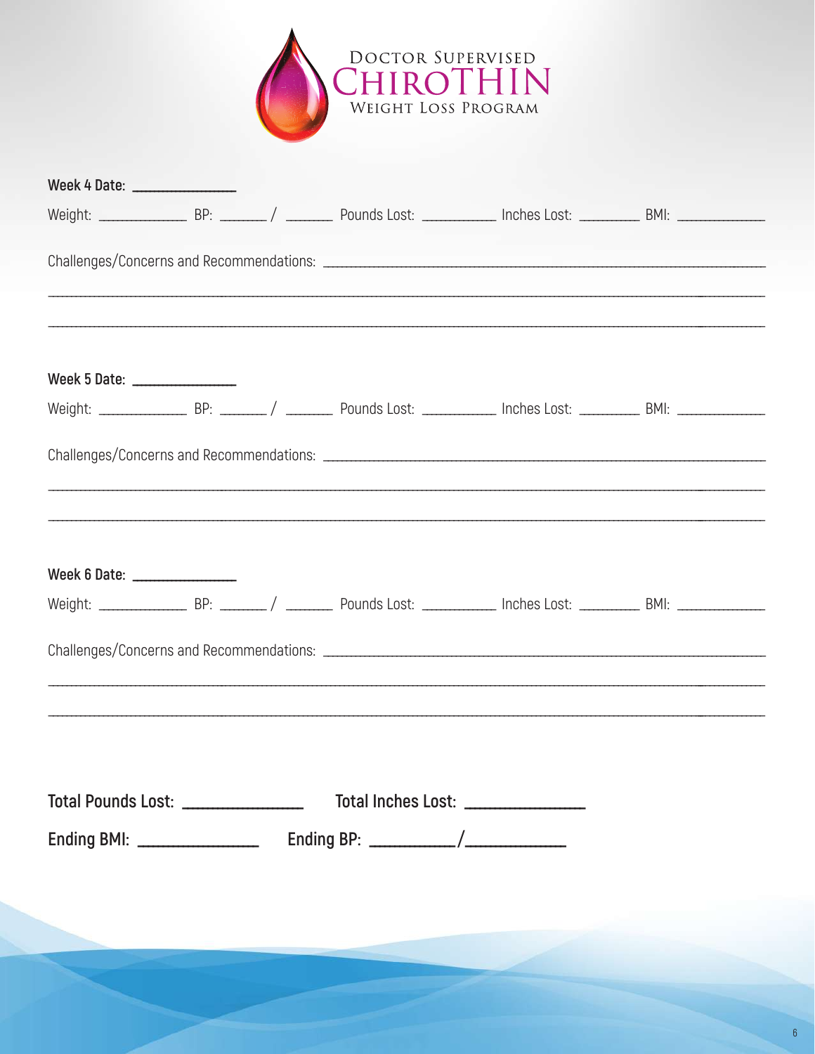DOCTOR SUPERVISED
CHIROTHIN
WEIGHT LOSS PROGRAM

**Week 4 Date:** ______________

Weight: ____________ BP: ______ / ______ Pounds Lost: __________ Inches Lost: ________ BMI: ____________

Challenges/Concerns and Recommendations: ____________________________________________________________

______________________________________________________________________________________________

______________________________________________________________________________________________

**Week 5 Date:** ______________

Weight: ____________ BP: ______ / ______ Pounds Lost: __________ Inches Lost: ________ BMI: ____________

Challenges/Concerns and Recommendations: ____________________________________________________________

______________________________________________________________________________________________

______________________________________________________________________________________________

**Week 6 Date:** ______________

Weight: ____________ BP: ______ / ______ Pounds Lost: __________ Inches Lost: ________ BMI: ____________

Challenges/Concerns and Recommendations: ____________________________________________________________

______________________________________________________________________________________________

______________________________________________________________________________________________

**Total Pounds Lost:** ______________ **Total Inches Lost:** ______________

**Ending BMI:** ______________ **Ending BP:** __________/____________